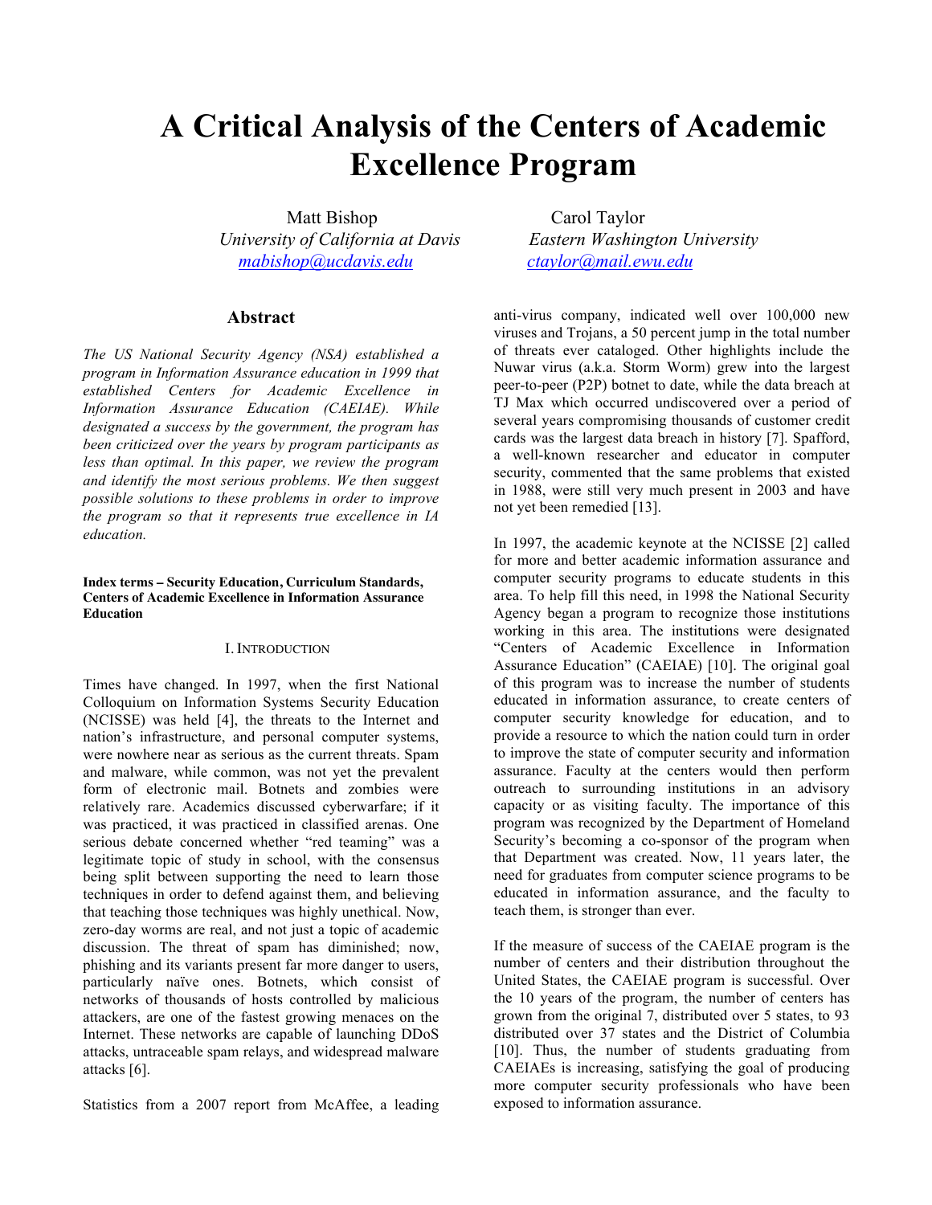# A Critical Analysis of the Centers of Academic Excellence Program

Matt Bishop
*University of California at Davis*
mabishop@ucdavis.edu

Carol Taylor
*Eastern Washington University*
ctaylor@mail.ewu.edu

## Abstract

*The US National Security Agency (NSA) established a program in Information Assurance education in 1999 that established Centers for Academic Excellence in Information Assurance Education (CAEIAE). While designated a success by the government, the program has been criticized over the years by program participants as less than optimal. In this paper, we review the program and identify the most serious problems. We then suggest possible solutions to these problems in order to improve the program so that it represents true excellence in IA education.*

**Index terms – Security Education, Curriculum Standards, Centers of Academic Excellence in Information Assurance Education**

## I. Introduction

Times have changed. In 1997, when the first National Colloquium on Information Systems Security Education (NCISSE) was held [4], the threats to the Internet and nation's infrastructure, and personal computer systems, were nowhere near as serious as the current threats. Spam and malware, while common, was not yet the prevalent form of electronic mail. Botnets and zombies were relatively rare. Academics discussed cyberwarfare; if it was practiced, it was practiced in classified arenas. One serious debate concerned whether "red teaming" was a legitimate topic of study in school, with the consensus being split between supporting the need to learn those techniques in order to defend against them, and believing that teaching those techniques was highly unethical. Now, zero-day worms are real, and not just a topic of academic discussion. The threat of spam has diminished; now, phishing and its variants present far more danger to users, particularly naïve ones. Botnets, which consist of networks of thousands of hosts controlled by malicious attackers, are one of the fastest growing menaces on the Internet. These networks are capable of launching DDoS attacks, untraceable spam relays, and widespread malware attacks [6].

Statistics from a 2007 report from McAffee, a leading anti-virus company, indicated well over 100,000 new viruses and Trojans, a 50 percent jump in the total number of threats ever cataloged. Other highlights include the Nuwar virus (a.k.a. Storm Worm) grew into the largest peer-to-peer (P2P) botnet to date, while the data breach at TJ Max which occurred undiscovered over a period of several years compromising thousands of customer credit cards was the largest data breach in history [7]. Spafford, a well-known researcher and educator in computer security, commented that the same problems that existed in 1988, were still very much present in 2003 and have not yet been remedied [13].

In 1997, the academic keynote at the NCISSE [2] called for more and better academic information assurance and computer security programs to educate students in this area. To help fill this need, in 1998 the National Security Agency began a program to recognize those institutions working in this area. The institutions were designated "Centers of Academic Excellence in Information Assurance Education" (CAEIAE) [10]. The original goal of this program was to increase the number of students educated in information assurance, to create centers of computer security knowledge for education, and to provide a resource to which the nation could turn in order to improve the state of computer security and information assurance. Faculty at the centers would then perform outreach to surrounding institutions in an advisory capacity or as visiting faculty. The importance of this program was recognized by the Department of Homeland Security's becoming a co-sponsor of the program when that Department was created. Now, 11 years later, the need for graduates from computer science programs to be educated in information assurance, and the faculty to teach them, is stronger than ever.

If the measure of success of the CAEIAE program is the number of centers and their distribution throughout the United States, the CAEIAE program is successful. Over the 10 years of the program, the number of centers has grown from the original 7, distributed over 5 states, to 93 distributed over 37 states and the District of Columbia [10]. Thus, the number of students graduating from CAEIAEs is increasing, satisfying the goal of producing more computer security professionals who have been exposed to information assurance.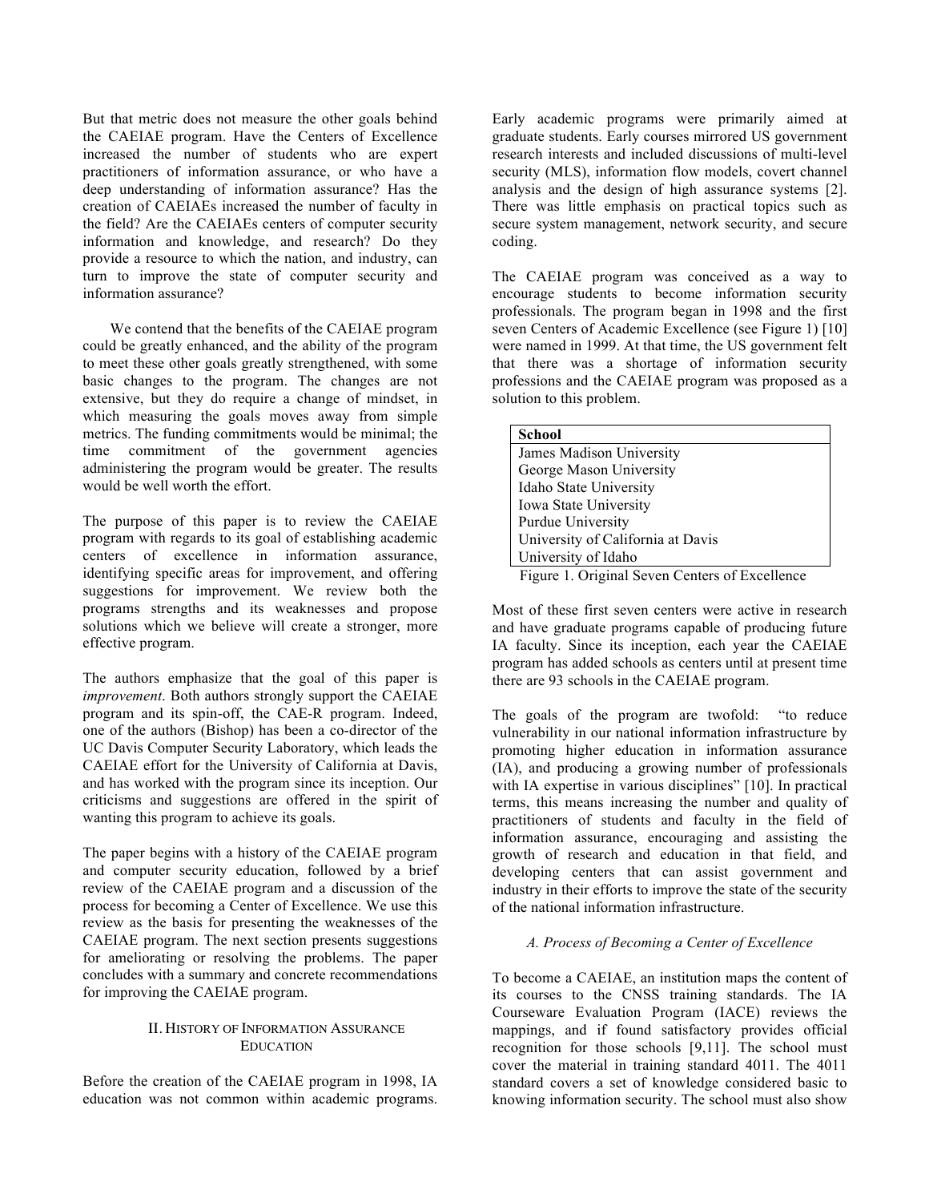But that metric does not measure the other goals behind the CAEIAE program. Have the Centers of Excellence increased the number of students who are expert practitioners of information assurance, or who have a deep understanding of information assurance? Has the creation of CAEIAEs increased the number of faculty in the field? Are the CAEIAEs centers of computer security information and knowledge, and research? Do they provide a resource to which the nation, and industry, can turn to improve the state of computer security and information assurance?

We contend that the benefits of the CAEIAE program could be greatly enhanced, and the ability of the program to meet these other goals greatly strengthened, with some basic changes to the program. The changes are not extensive, but they do require a change of mindset, in which measuring the goals moves away from simple metrics. The funding commitments would be minimal; the time commitment of the government agencies administering the program would be greater. The results would be well worth the effort.

The purpose of this paper is to review the CAEIAE program with regards to its goal of establishing academic centers of excellence in information assurance, identifying specific areas for improvement, and offering suggestions for improvement. We review both the programs strengths and its weaknesses and propose solutions which we believe will create a stronger, more effective program.

The authors emphasize that the goal of this paper is *improvement*. Both authors strongly support the CAEIAE program and its spin-off, the CAE-R program. Indeed, one of the authors (Bishop) has been a co-director of the UC Davis Computer Security Laboratory, which leads the CAEIAE effort for the University of California at Davis, and has worked with the program since its inception. Our criticisms and suggestions are offered in the spirit of wanting this program to achieve its goals.

The paper begins with a history of the CAEIAE program and computer security education, followed by a brief review of the CAEIAE program and a discussion of the process for becoming a Center of Excellence. We use this review as the basis for presenting the weaknesses of the CAEIAE program. The next section presents suggestions for ameliorating or resolving the problems. The paper concludes with a summary and concrete recommendations for improving the CAEIAE program.

## II. History of Information Assurance Education

Before the creation of the CAEIAE program in 1998, IA education was not common within academic programs. Early academic programs were primarily aimed at graduate students. Early courses mirrored US government research interests and included discussions of multi-level security (MLS), information flow models, covert channel analysis and the design of high assurance systems [2]. There was little emphasis on practical topics such as secure system management, network security, and secure coding.

The CAEIAE program was conceived as a way to encourage students to become information security professionals. The program began in 1998 and the first seven Centers of Academic Excellence (see Figure 1) [10] were named in 1999. At that time, the US government felt that there was a shortage of information security professions and the CAEIAE program was proposed as a solution to this problem.

| School |
|---|
| James Madison University |
| George Mason University |
| Idaho State University |
| Iowa State University |
| Purdue University |
| University of California at Davis |
| University of Idaho |

Figure 1. Original Seven Centers of Excellence

Most of these first seven centers were active in research and have graduate programs capable of producing future IA faculty. Since its inception, each year the CAEIAE program has added schools as centers until at present time there are 93 schools in the CAEIAE program.

The goals of the program are twofold: "to reduce vulnerability in our national information infrastructure by promoting higher education in information assurance (IA), and producing a growing number of professionals with IA expertise in various disciplines" [10]. In practical terms, this means increasing the number and quality of practitioners of students and faculty in the field of information assurance, encouraging and assisting the growth of research and education in that field, and developing centers that can assist government and industry in their efforts to improve the state of the security of the national information infrastructure.

### *A. Process of Becoming a Center of Excellence*

To become a CAEIAE, an institution maps the content of its courses to the CNSS training standards. The IA Courseware Evaluation Program (IACE) reviews the mappings, and if found satisfactory provides official recognition for those schools [9,11]. The school must cover the material in training standard 4011. The 4011 standard covers a set of knowledge considered basic to knowing information security. The school must also show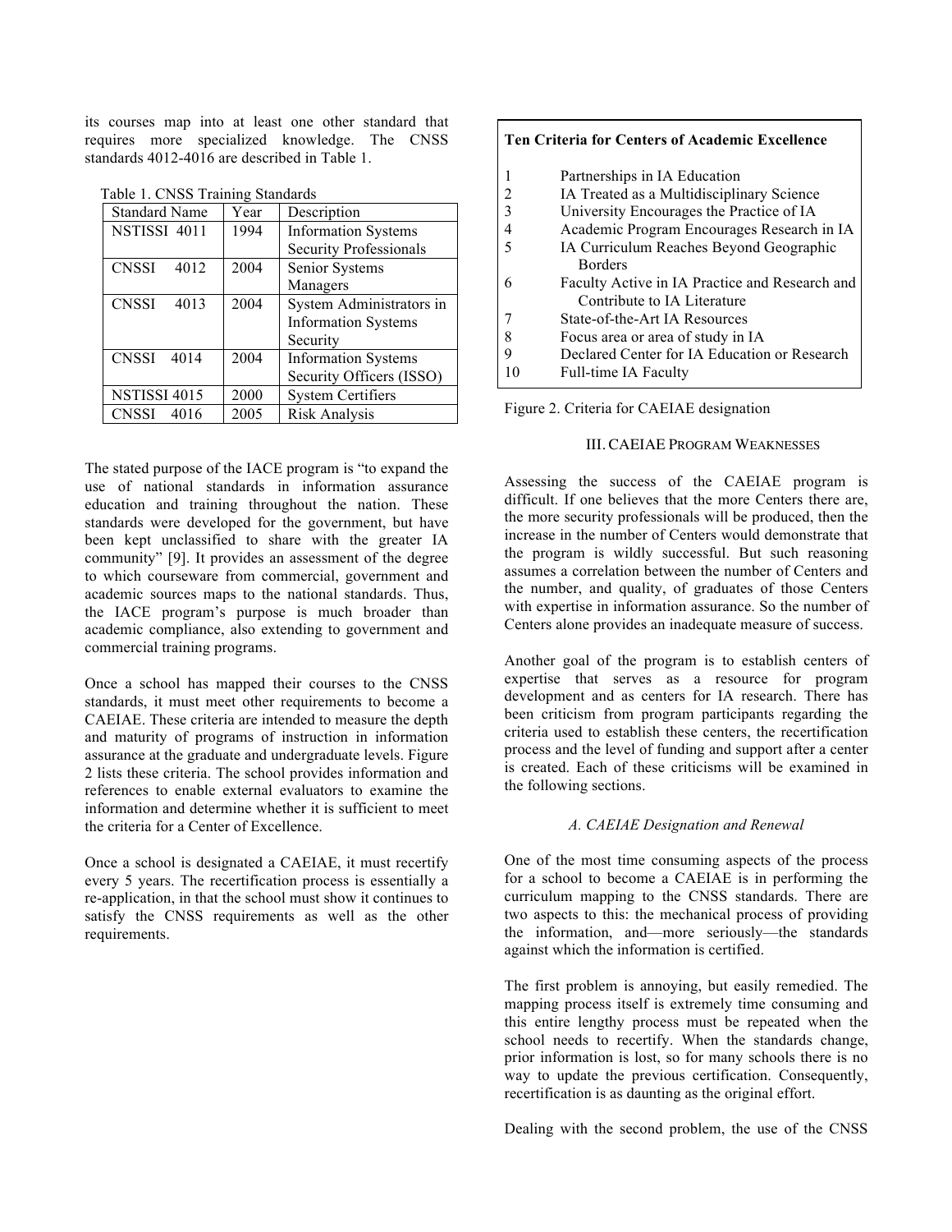its courses map into at least one other standard that requires more specialized knowledge. The CNSS standards 4012-4016 are described in Table 1.

Table 1. CNSS Training Standards

| Standard Name | Year | Description |
|---|---|---|
| NSTISSI 4011 | 1994 | Information Systems Security Professionals |
| CNSSI 4012 | 2004 | Senior Systems Managers |
| CNSSI 4013 | 2004 | System Administrators in Information Systems Security |
| CNSSI 4014 | 2004 | Information Systems Security Officers (ISSO) |
| NSTISSI 4015 | 2000 | System Certifiers |
| CNSSI 4016 | 2005 | Risk Analysis |

The stated purpose of the IACE program is "to expand the use of national standards in information assurance education and training throughout the nation. These standards were developed for the government, but have been kept unclassified to share with the greater IA community" [9]. It provides an assessment of the degree to which courseware from commercial, government and academic sources maps to the national standards. Thus, the IACE program's purpose is much broader than academic compliance, also extending to government and commercial training programs.

Once a school has mapped their courses to the CNSS standards, it must meet other requirements to become a CAEIAE. These criteria are intended to measure the depth and maturity of programs of instruction in information assurance at the graduate and undergraduate levels. Figure 2 lists these criteria. The school provides information and references to enable external evaluators to examine the information and determine whether it is sufficient to meet the criteria for a Center of Excellence.

Once a school is designated a CAEIAE, it must recertify every 5 years. The recertification process is essentially a re-application, in that the school must show it continues to satisfy the CNSS requirements as well as the other requirements.

**Ten Criteria for Centers of Academic Excellence**

1. Partnerships in IA Education
2. IA Treated as a Multidisciplinary Science
3. University Encourages the Practice of IA
4. Academic Program Encourages Research in IA
5. IA Curriculum Reaches Beyond Geographic Borders
6. Faculty Active in IA Practice and Research and Contribute to IA Literature
7. State-of-the-Art IA Resources
8. Focus area or area of study in IA
9. Declared Center for IA Education or Research
10. Full-time IA Faculty

Figure 2. Criteria for CAEIAE designation

## III. CAEIAE Program Weaknesses

Assessing the success of the CAEIAE program is difficult. If one believes that the more Centers there are, the more security professionals will be produced, then the increase in the number of Centers would demonstrate that the program is wildly successful. But such reasoning assumes a correlation between the number of Centers and the number, and quality, of graduates of those Centers with expertise in information assurance. So the number of Centers alone provides an inadequate measure of success.

Another goal of the program is to establish centers of expertise that serves as a resource for program development and as centers for IA research. There has been criticism from program participants regarding the criteria used to establish these centers, the recertification process and the level of funding and support after a center is created. Each of these criticisms will be examined in the following sections.

### *A. CAEIAE Designation and Renewal*

One of the most time consuming aspects of the process for a school to become a CAEIAE is in performing the curriculum mapping to the CNSS standards. There are two aspects to this: the mechanical process of providing the information, and—more seriously—the standards against which the information is certified.

The first problem is annoying, but easily remedied. The mapping process itself is extremely time consuming and this entire lengthy process must be repeated when the school needs to recertify. When the standards change, prior information is lost, so for many schools there is no way to update the previous certification. Consequently, recertification is as daunting as the original effort.

Dealing with the second problem, the use of the CNSS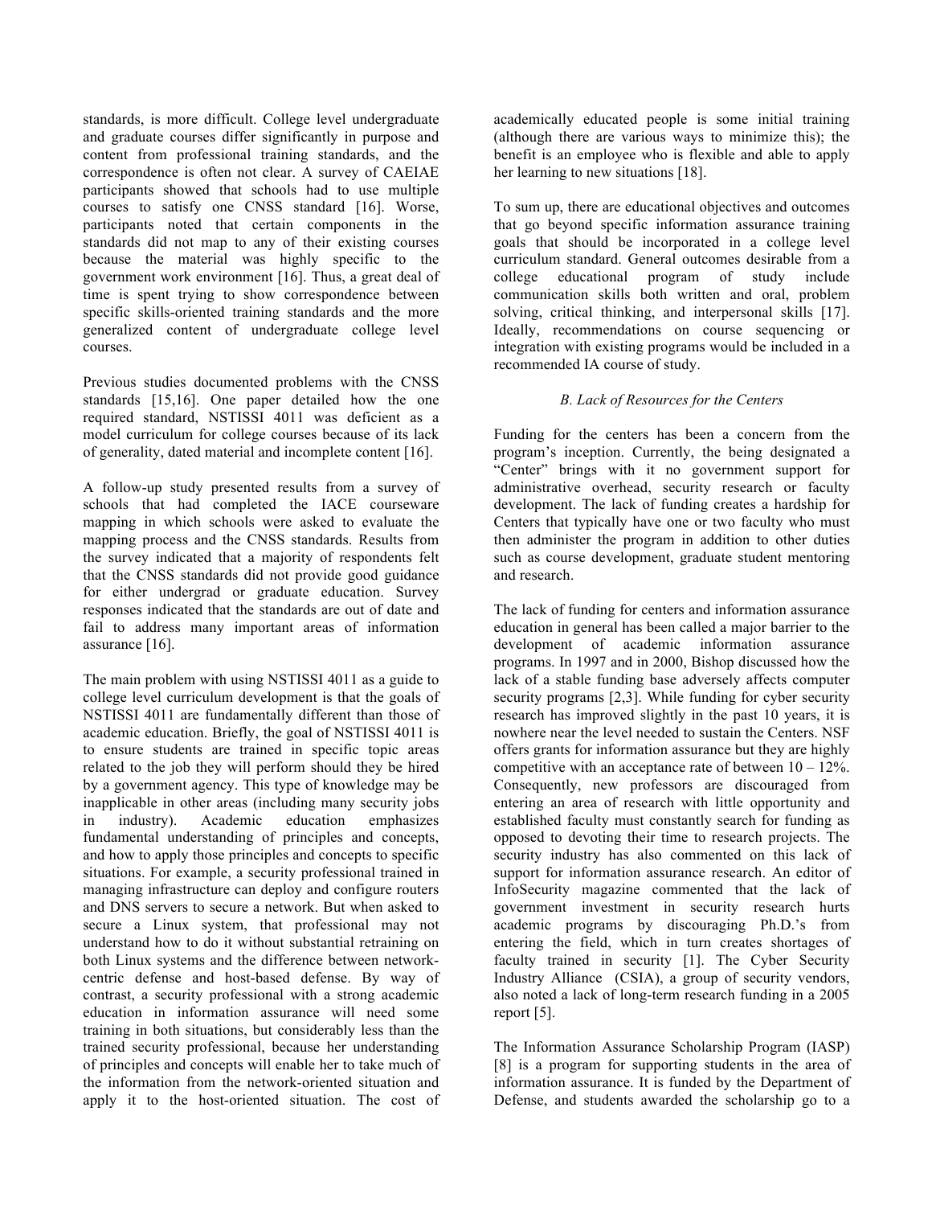standards, is more difficult. College level undergraduate and graduate courses differ significantly in purpose and content from professional training standards, and the correspondence is often not clear. A survey of CAEIAE participants showed that schools had to use multiple courses to satisfy one CNSS standard [16]. Worse, participants noted that certain components in the standards did not map to any of their existing courses because the material was highly specific to the government work environment [16]. Thus, a great deal of time is spent trying to show correspondence between specific skills-oriented training standards and the more generalized content of undergraduate college level courses.

Previous studies documented problems with the CNSS standards [15,16]. One paper detailed how the one required standard, NSTISSI 4011 was deficient as a model curriculum for college courses because of its lack of generality, dated material and incomplete content [16].

A follow-up study presented results from a survey of schools that had completed the IACE courseware mapping in which schools were asked to evaluate the mapping process and the CNSS standards. Results from the survey indicated that a majority of respondents felt that the CNSS standards did not provide good guidance for either undergrad or graduate education. Survey responses indicated that the standards are out of date and fail to address many important areas of information assurance [16].

The main problem with using NSTISSI 4011 as a guide to college level curriculum development is that the goals of NSTISSI 4011 are fundamentally different than those of academic education. Briefly, the goal of NSTISSI 4011 is to ensure students are trained in specific topic areas related to the job they will perform should they be hired by a government agency. This type of knowledge may be inapplicable in other areas (including many security jobs in industry). Academic education emphasizes fundamental understanding of principles and concepts, and how to apply those principles and concepts to specific situations. For example, a security professional trained in managing infrastructure can deploy and configure routers and DNS servers to secure a network. But when asked to secure a Linux system, that professional may not understand how to do it without substantial retraining on both Linux systems and the difference between network-centric defense and host-based defense. By way of contrast, a security professional with a strong academic education in information assurance will need some training in both situations, but considerably less than the trained security professional, because her understanding of principles and concepts will enable her to take much of the information from the network-oriented situation and apply it to the host-oriented situation. The cost of academically educated people is some initial training (although there are various ways to minimize this); the benefit is an employee who is flexible and able to apply her learning to new situations [18].

To sum up, there are educational objectives and outcomes that go beyond specific information assurance training goals that should be incorporated in a college level curriculum standard. General outcomes desirable from a college educational program of study include communication skills both written and oral, problem solving, critical thinking, and interpersonal skills [17]. Ideally, recommendations on course sequencing or integration with existing programs would be included in a recommended IA course of study.

### *B. Lack of Resources for the Centers*

Funding for the centers has been a concern from the program's inception. Currently, the being designated a "Center" brings with it no government support for administrative overhead, security research or faculty development. The lack of funding creates a hardship for Centers that typically have one or two faculty who must then administer the program in addition to other duties such as course development, graduate student mentoring and research.

The lack of funding for centers and information assurance education in general has been called a major barrier to the development of academic information assurance programs. In 1997 and in 2000, Bishop discussed how the lack of a stable funding base adversely affects computer security programs [2,3]. While funding for cyber security research has improved slightly in the past 10 years, it is nowhere near the level needed to sustain the Centers. NSF offers grants for information assurance but they are highly competitive with an acceptance rate of between 10 – 12%. Consequently, new professors are discouraged from entering an area of research with little opportunity and established faculty must constantly search for funding as opposed to devoting their time to research projects. The security industry has also commented on this lack of support for information assurance research. An editor of InfoSecurity magazine commented that the lack of government investment in security research hurts academic programs by discouraging Ph.D.'s from entering the field, which in turn creates shortages of faculty trained in security [1]. The Cyber Security Industry Alliance (CSIA), a group of security vendors, also noted a lack of long-term research funding in a 2005 report [5].

The Information Assurance Scholarship Program (IASP) [8] is a program for supporting students in the area of information assurance. It is funded by the Department of Defense, and students awarded the scholarship go to a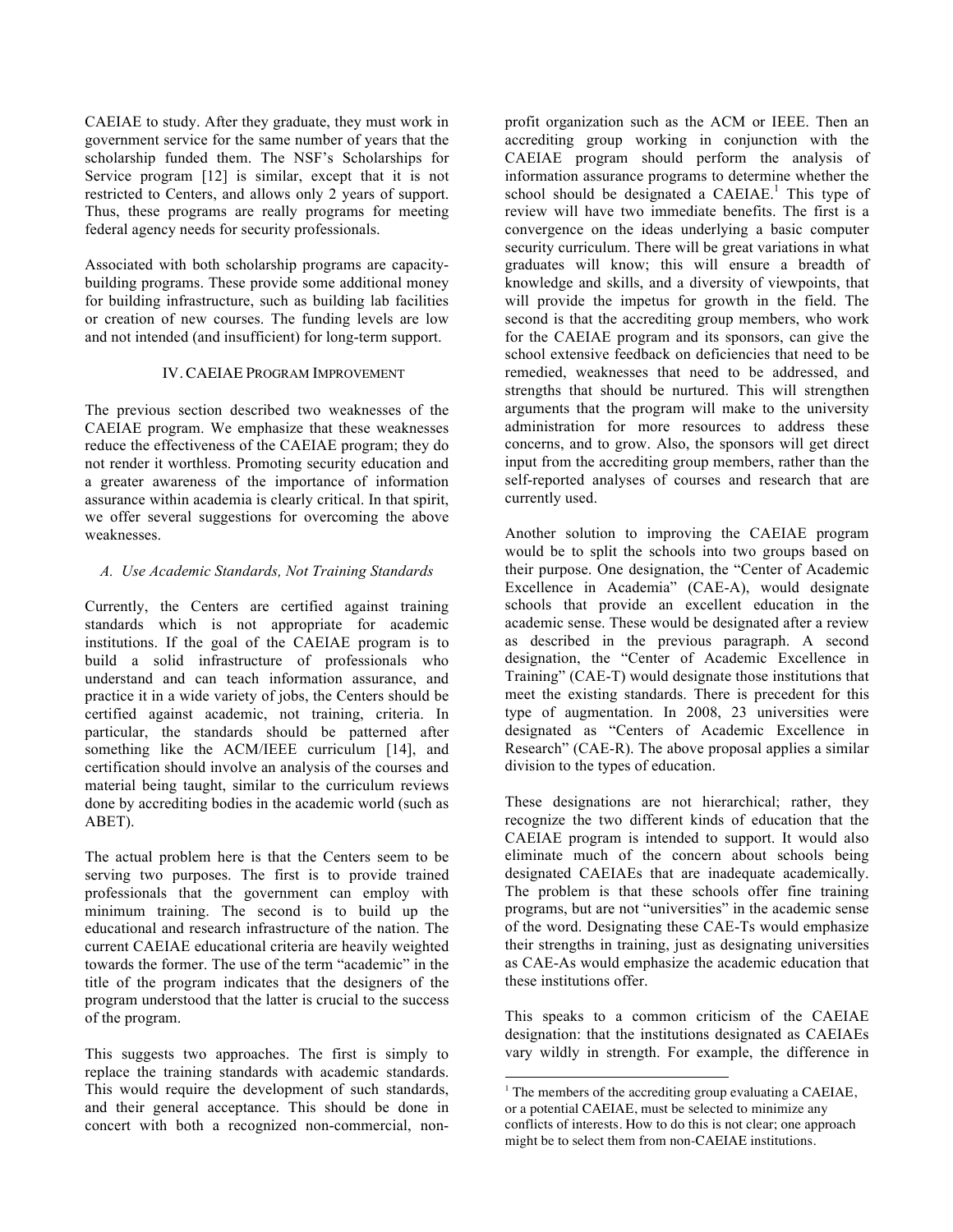CAEIAE to study. After they graduate, they must work in government service for the same number of years that the scholarship funded them. The NSF's Scholarships for Service program [12] is similar, except that it is not restricted to Centers, and allows only 2 years of support. Thus, these programs are really programs for meeting federal agency needs for security professionals.

Associated with both scholarship programs are capacity-building programs. These provide some additional money for building infrastructure, such as building lab facilities or creation of new courses. The funding levels are low and not intended (and insufficient) for long-term support.

## IV. CAEIAE Program Improvement

The previous section described two weaknesses of the CAEIAE program. We emphasize that these weaknesses reduce the effectiveness of the CAEIAE program; they do not render it worthless. Promoting security education and a greater awareness of the importance of information assurance within academia is clearly critical. In that spirit, we offer several suggestions for overcoming the above weaknesses.

### *A. Use Academic Standards, Not Training Standards*

Currently, the Centers are certified against training standards which is not appropriate for academic institutions. If the goal of the CAEIAE program is to build a solid infrastructure of professionals who understand and can teach information assurance, and practice it in a wide variety of jobs, the Centers should be certified against academic, not training, criteria. In particular, the standards should be patterned after something like the ACM/IEEE curriculum [14], and certification should involve an analysis of the courses and material being taught, similar to the curriculum reviews done by accrediting bodies in the academic world (such as ABET).

The actual problem here is that the Centers seem to be serving two purposes. The first is to provide trained professionals that the government can employ with minimum training. The second is to build up the educational and research infrastructure of the nation. The current CAEIAE educational criteria are heavily weighted towards the former. The use of the term "academic" in the title of the program indicates that the designers of the program understood that the latter is crucial to the success of the program.

This suggests two approaches. The first is simply to replace the training standards with academic standards. This would require the development of such standards, and their general acceptance. This should be done in concert with both a recognized non-commercial, non-profit organization such as the ACM or IEEE. Then an accrediting group working in conjunction with the CAEIAE program should perform the analysis of information assurance programs to determine whether the school should be designated a CAEIAE.[1] This type of review will have two immediate benefits. The first is a convergence on the ideas underlying a basic computer security curriculum. There will be great variations in what graduates will know; this will ensure a breadth of knowledge and skills, and a diversity of viewpoints, that will provide the impetus for growth in the field. The second is that the accrediting group members, who work for the CAEIAE program and its sponsors, can give the school extensive feedback on deficiencies that need to be remedied, weaknesses that need to be addressed, and strengths that should be nurtured. This will strengthen arguments that the program will make to the university administration for more resources to address these concerns, and to grow. Also, the sponsors will get direct input from the accrediting group members, rather than the self-reported analyses of courses and research that are currently used.

Another solution to improving the CAEIAE program would be to split the schools into two groups based on their purpose. One designation, the "Center of Academic Excellence in Academia" (CAE-A), would designate schools that provide an excellent education in the academic sense. These would be designated after a review as described in the previous paragraph. A second designation, the "Center of Academic Excellence in Training" (CAE-T) would designate those institutions that meet the existing standards. There is precedent for this type of augmentation. In 2008, 23 universities were designated as "Centers of Academic Excellence in Research" (CAE-R). The above proposal applies a similar division to the types of education.

These designations are not hierarchical; rather, they recognize the two different kinds of education that the CAEIAE program is intended to support. It would also eliminate much of the concern about schools being designated CAEIAEs that are inadequate academically. The problem is that these schools offer fine training programs, but are not "universities" in the academic sense of the word. Designating these CAE-Ts would emphasize their strengths in training, just as designating universities as CAE-As would emphasize the academic education that these institutions offer.

This speaks to a common criticism of the CAEIAE designation: that the institutions designated as CAEIAEs vary wildly in strength. For example, the difference in

[1] The members of the accrediting group evaluating a CAEIAE, or a potential CAEIAE, must be selected to minimize any conflicts of interests. How to do this is not clear; one approach might be to select them from non-CAEIAE institutions.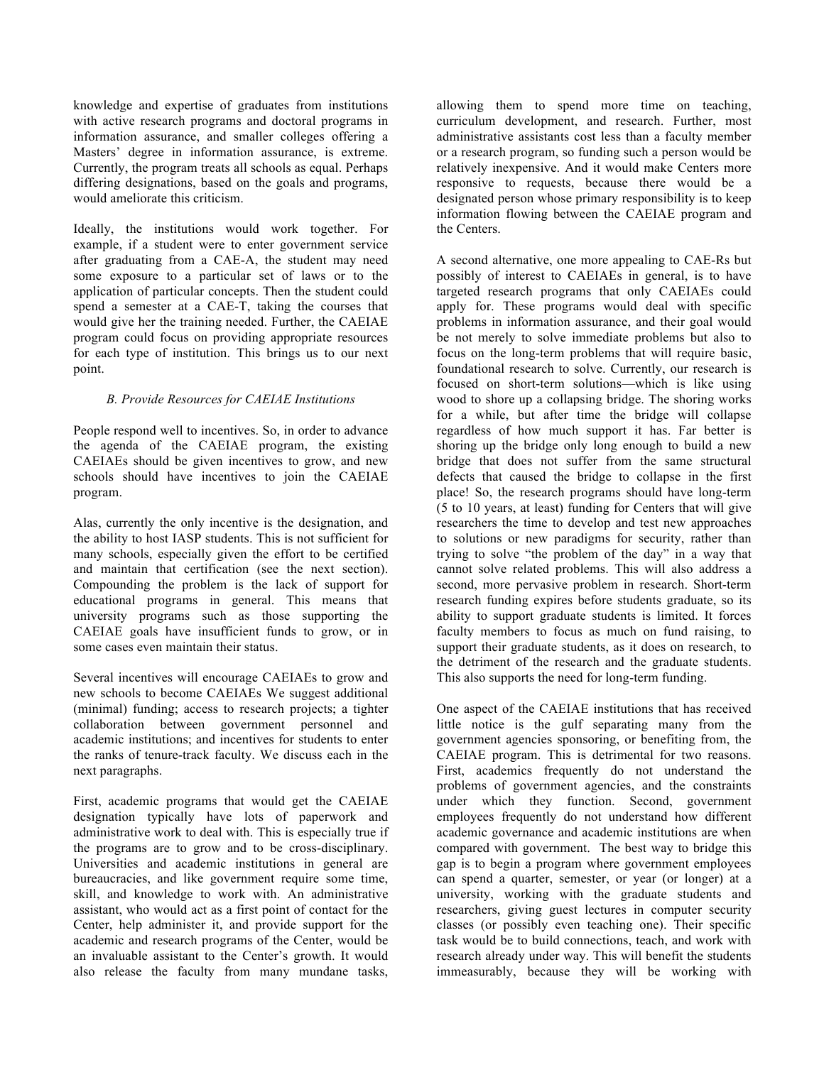knowledge and expertise of graduates from institutions with active research programs and doctoral programs in information assurance, and smaller colleges offering a Masters' degree in information assurance, is extreme. Currently, the program treats all schools as equal. Perhaps differing designations, based on the goals and programs, would ameliorate this criticism.

Ideally, the institutions would work together. For example, if a student were to enter government service after graduating from a CAE-A, the student may need some exposure to a particular set of laws or to the application of particular concepts. Then the student could spend a semester at a CAE-T, taking the courses that would give her the training needed. Further, the CAEIAE program could focus on providing appropriate resources for each type of institution. This brings us to our next point.

### *B. Provide Resources for CAEIAE Institutions*

People respond well to incentives. So, in order to advance the agenda of the CAEIAE program, the existing CAEIAEs should be given incentives to grow, and new schools should have incentives to join the CAEIAE program.

Alas, currently the only incentive is the designation, and the ability to host IASP students. This is not sufficient for many schools, especially given the effort to be certified and maintain that certification (see the next section). Compounding the problem is the lack of support for educational programs in general. This means that university programs such as those supporting the CAEIAE goals have insufficient funds to grow, or in some cases even maintain their status.

Several incentives will encourage CAEIAEs to grow and new schools to become CAEIAEs We suggest additional (minimal) funding; access to research projects; a tighter collaboration between government personnel and academic institutions; and incentives for students to enter the ranks of tenure-track faculty. We discuss each in the next paragraphs.

First, academic programs that would get the CAEIAE designation typically have lots of paperwork and administrative work to deal with. This is especially true if the programs are to grow and to be cross-disciplinary. Universities and academic institutions in general are bureaucracies, and like government require some time, skill, and knowledge to work with. An administrative assistant, who would act as a first point of contact for the Center, help administer it, and provide support for the academic and research programs of the Center, would be an invaluable assistant to the Center's growth. It would also release the faculty from many mundane tasks, allowing them to spend more time on teaching, curriculum development, and research. Further, most administrative assistants cost less than a faculty member or a research program, so funding such a person would be relatively inexpensive. And it would make Centers more responsive to requests, because there would be a designated person whose primary responsibility is to keep information flowing between the CAEIAE program and the Centers.

A second alternative, one more appealing to CAE-Rs but possibly of interest to CAEIAEs in general, is to have targeted research programs that only CAEIAEs could apply for. These programs would deal with specific problems in information assurance, and their goal would be not merely to solve immediate problems but also to focus on the long-term problems that will require basic, foundational research to solve. Currently, our research is focused on short-term solutions—which is like using wood to shore up a collapsing bridge. The shoring works for a while, but after time the bridge will collapse regardless of how much support it has. Far better is shoring up the bridge only long enough to build a new bridge that does not suffer from the same structural defects that caused the bridge to collapse in the first place! So, the research programs should have long-term (5 to 10 years, at least) funding for Centers that will give researchers the time to develop and test new approaches to solutions or new paradigms for security, rather than trying to solve "the problem of the day" in a way that cannot solve related problems. This will also address a second, more pervasive problem in research. Short-term research funding expires before students graduate, so its ability to support graduate students is limited. It forces faculty members to focus as much on fund raising, to support their graduate students, as it does on research, to the detriment of the research and the graduate students. This also supports the need for long-term funding.

One aspect of the CAEIAE institutions that has received little notice is the gulf separating many from the government agencies sponsoring, or benefiting from, the CAEIAE program. This is detrimental for two reasons. First, academics frequently do not understand the problems of government agencies, and the constraints under which they function. Second, government employees frequently do not understand how different academic governance and academic institutions are when compared with government. The best way to bridge this gap is to begin a program where government employees can spend a quarter, semester, or year (or longer) at a university, working with the graduate students and researchers, giving guest lectures in computer security classes (or possibly even teaching one). Their specific task would be to build connections, teach, and work with research already under way. This will benefit the students immeasurably, because they will be working with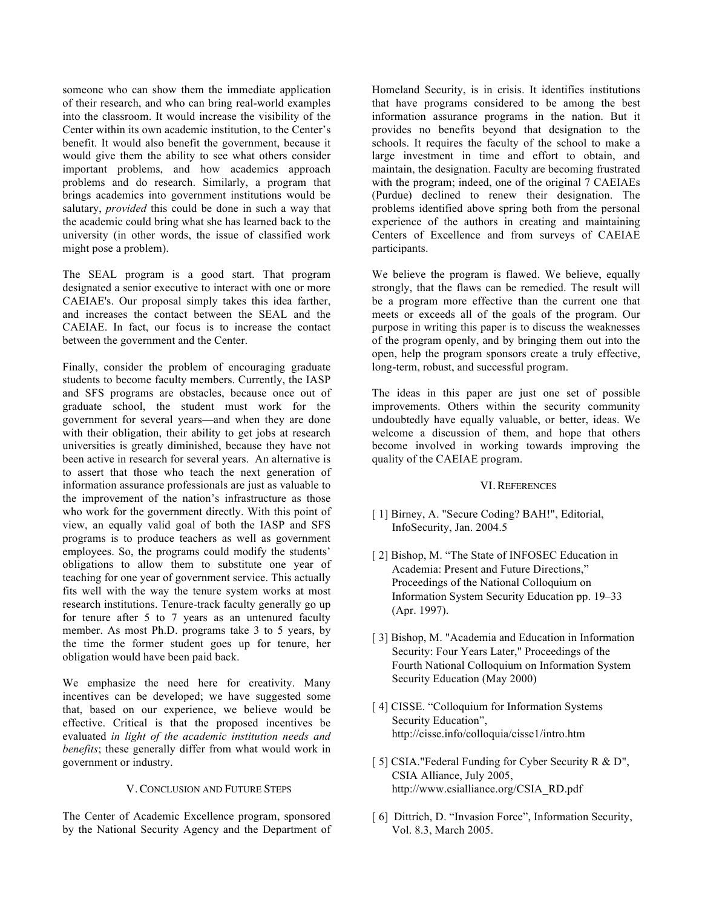someone who can show them the immediate application of their research, and who can bring real-world examples into the classroom. It would increase the visibility of the Center within its own academic institution, to the Center's benefit. It would also benefit the government, because it would give them the ability to see what others consider important problems, and how academics approach problems and do research. Similarly, a program that brings academics into government institutions would be salutary, *provided* this could be done in such a way that the academic could bring what she has learned back to the university (in other words, the issue of classified work might pose a problem).

The SEAL program is a good start. That program designated a senior executive to interact with one or more CAEIAE's. Our proposal simply takes this idea farther, and increases the contact between the SEAL and the CAEIAE. In fact, our focus is to increase the contact between the government and the Center.

Finally, consider the problem of encouraging graduate students to become faculty members. Currently, the IASP and SFS programs are obstacles, because once out of graduate school, the student must work for the government for several years—and when they are done with their obligation, their ability to get jobs at research universities is greatly diminished, because they have not been active in research for several years. An alternative is to assert that those who teach the next generation of information assurance professionals are just as valuable to the improvement of the nation's infrastructure as those who work for the government directly. With this point of view, an equally valid goal of both the IASP and SFS programs is to produce teachers as well as government employees. So, the programs could modify the students' obligations to allow them to substitute one year of teaching for one year of government service. This actually fits well with the way the tenure system works at most research institutions. Tenure-track faculty generally go up for tenure after 5 to 7 years as an untenured faculty member. As most Ph.D. programs take 3 to 5 years, by the time the former student goes up for tenure, her obligation would have been paid back.

We emphasize the need here for creativity. Many incentives can be developed; we have suggested some that, based on our experience, we believe would be effective. Critical is that the proposed incentives be evaluated *in light of the academic institution needs and benefits*; these generally differ from what would work in government or industry.

## V. Conclusion and Future Steps

The Center of Academic Excellence program, sponsored by the National Security Agency and the Department of Homeland Security, is in crisis. It identifies institutions that have programs considered to be among the best information assurance programs in the nation. But it provides no benefits beyond that designation to the schools. It requires the faculty of the school to make a large investment in time and effort to obtain, and maintain, the designation. Faculty are becoming frustrated with the program; indeed, one of the original 7 CAEIAEs (Purdue) declined to renew their designation. The problems identified above spring both from the personal experience of the authors in creating and maintaining Centers of Excellence and from surveys of CAEIAE participants.

We believe the program is flawed. We believe, equally strongly, that the flaws can be remedied. The result will be a program more effective than the current one that meets or exceeds all of the goals of the program. Our purpose in writing this paper is to discuss the weaknesses of the program openly, and by bringing them out into the open, help the program sponsors create a truly effective, long-term, robust, and successful program.

The ideas in this paper are just one set of possible improvements. Others within the security community undoubtedly have equally valuable, or better, ideas. We welcome a discussion of them, and hope that others become involved in working towards improving the quality of the CAEIAE program.

## VI. References

[ 1] Birney, A. "Secure Coding? BAH!", Editorial, InfoSecurity, Jan. 2004.5

[ 2] Bishop, M. "The State of INFOSEC Education in Academia: Present and Future Directions," Proceedings of the National Colloquium on Information System Security Education pp. 19–33 (Apr. 1997).

[ 3] Bishop, M. "Academia and Education in Information Security: Four Years Later," Proceedings of the Fourth National Colloquium on Information System Security Education (May 2000)

[ 4] CISSE. "Colloquium for Information Systems Security Education", http://cisse.info/colloquia/cisse1/intro.htm

[ 5] CSIA."Federal Funding for Cyber Security R & D", CSIA Alliance, July 2005, http://www.csialliance.org/CSIA_RD.pdf

[ 6] Dittrich, D. "Invasion Force", Information Security, Vol. 8.3, March 2005.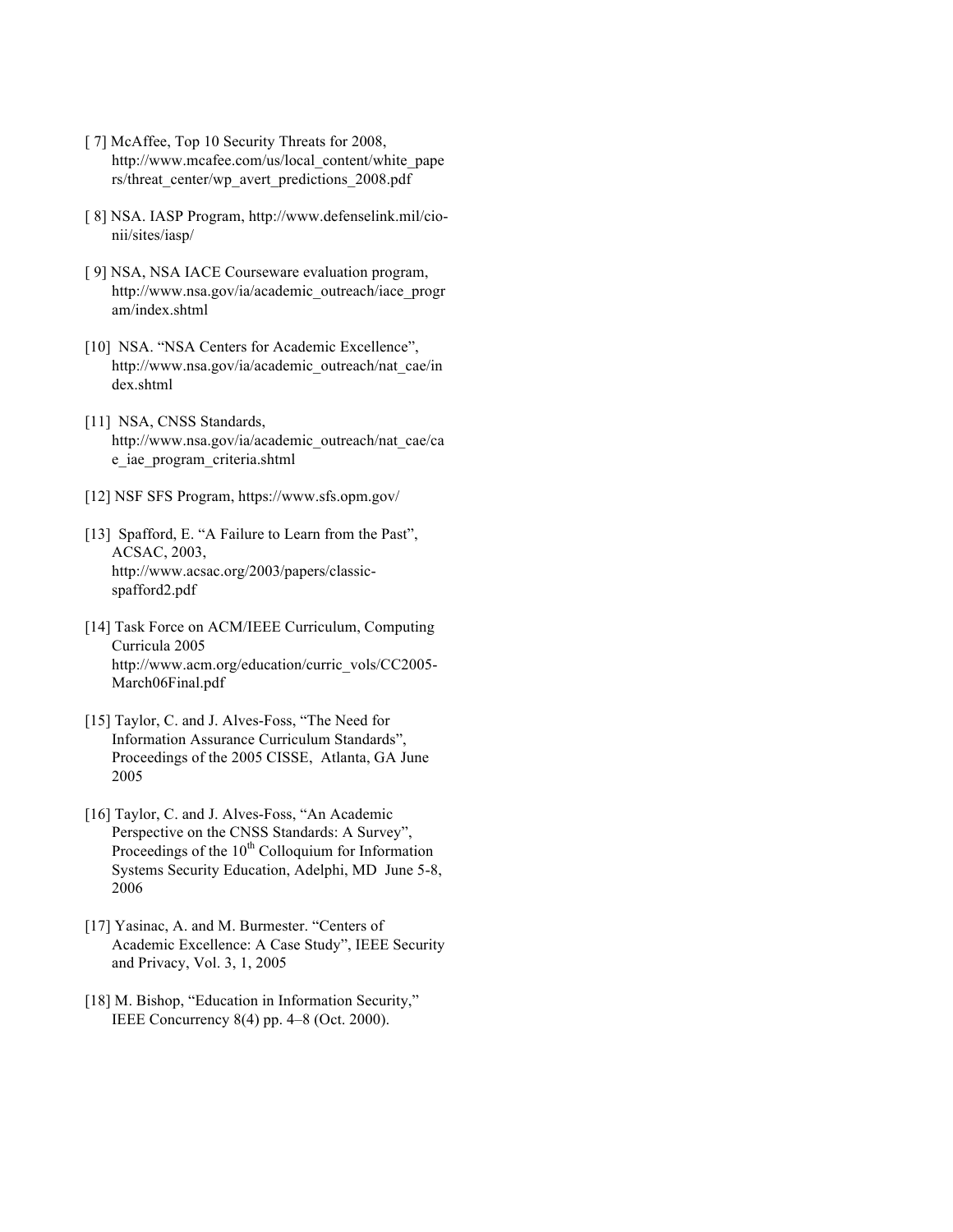[ 7] McAffee, Top 10 Security Threats for 2008, http://www.mcafee.com/us/local_content/white_papers/threat_center/wp_avert_predictions_2008.pdf

[ 8] NSA. IASP Program, http://www.defenselink.mil/cio-nii/sites/iasp/

[ 9] NSA, NSA IACE Courseware evaluation program, http://www.nsa.gov/ia/academic_outreach/iace_program/index.shtml

[10] NSA. "NSA Centers for Academic Excellence", http://www.nsa.gov/ia/academic_outreach/nat_cae/index.shtml

[11] NSA, CNSS Standards, http://www.nsa.gov/ia/academic_outreach/nat_cae/cae_iae_program_criteria.shtml

[12] NSF SFS Program, https://www.sfs.opm.gov/

[13] Spafford, E. "A Failure to Learn from the Past", ACSAC, 2003, http://www.acsac.org/2003/papers/classic-spafford2.pdf

[14] Task Force on ACM/IEEE Curriculum, Computing Curricula 2005 http://www.acm.org/education/curric_vols/CC2005-March06Final.pdf

[15] Taylor, C. and J. Alves-Foss, "The Need for Information Assurance Curriculum Standards", Proceedings of the 2005 CISSE, Atlanta, GA June 2005

[16] Taylor, C. and J. Alves-Foss, "An Academic Perspective on the CNSS Standards: A Survey", Proceedings of the 10th Colloquium for Information Systems Security Education, Adelphi, MD June 5-8, 2006

[17] Yasinac, A. and M. Burmester. "Centers of Academic Excellence: A Case Study", IEEE Security and Privacy, Vol. 3, 1, 2005

[18] M. Bishop, "Education in Information Security," IEEE Concurrency 8(4) pp. 4–8 (Oct. 2000).